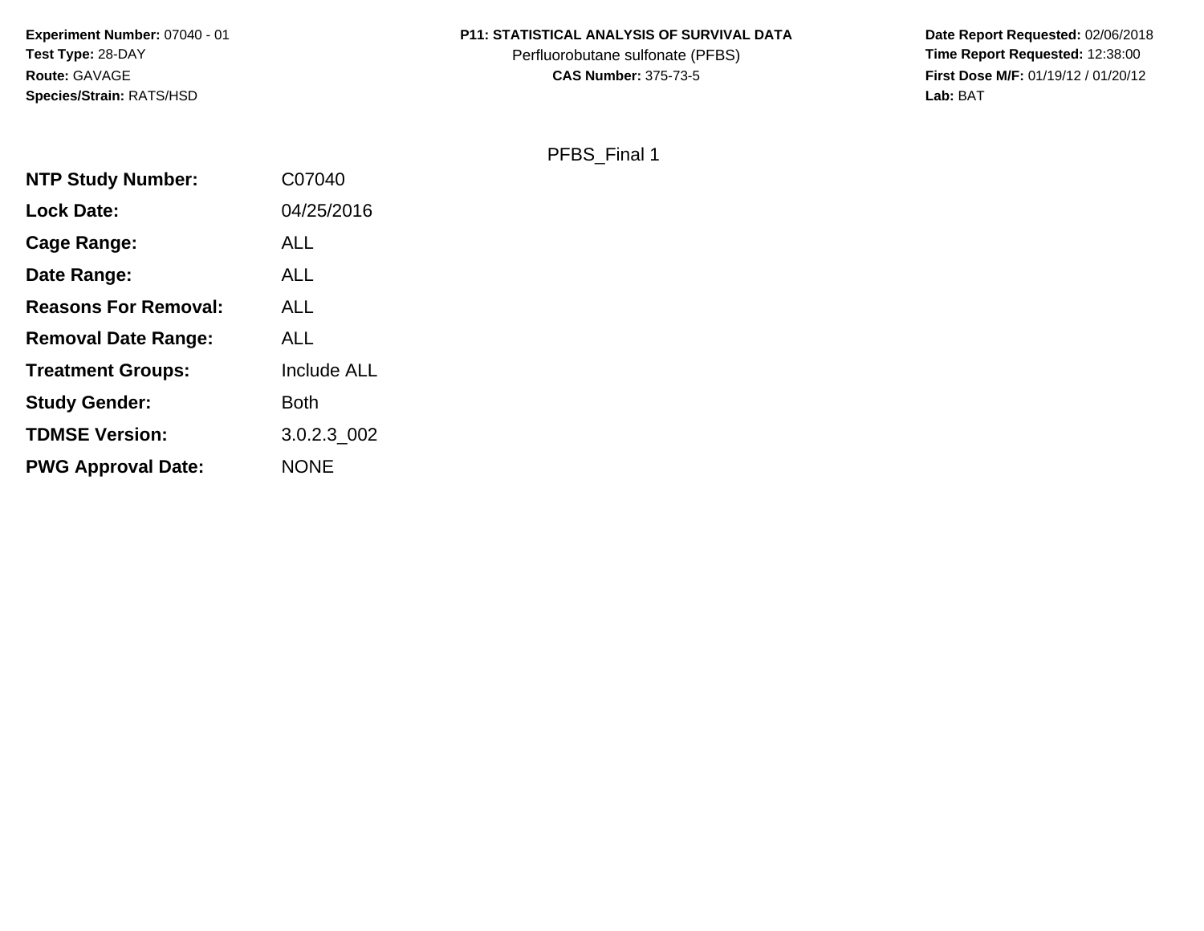**Experiment Number:** 07040 - 01
**Test Type:** 28-DAY
**Route:** GAVAGE
**Species/Strain:** RATS/HSD

**P11: STATISTICAL ANALYSIS OF SURVIVAL DATA**
Perfluorobutane sulfonate (PFBS)
**CAS Number:** 375-73-5

**Date Report Requested:** 02/06/2018
**Time Report Requested:** 12:38:00
**First Dose M/F:** 01/19/12 / 01/20/12
**Lab:** BAT

PFBS_Final 1

| | |
|---|---|
| **NTP Study Number:** | C07040 |
| **Lock Date:** | 04/25/2016 |
| **Cage Range:** | ALL |
| **Date Range:** | ALL |
| **Reasons For Removal:** | ALL |
| **Removal Date Range:** | ALL |
| **Treatment Groups:** | Include ALL |
| **Study Gender:** | Both |
| **TDMSE Version:** | 3.0.2.3_002 |
| **PWG Approval Date:** | NONE |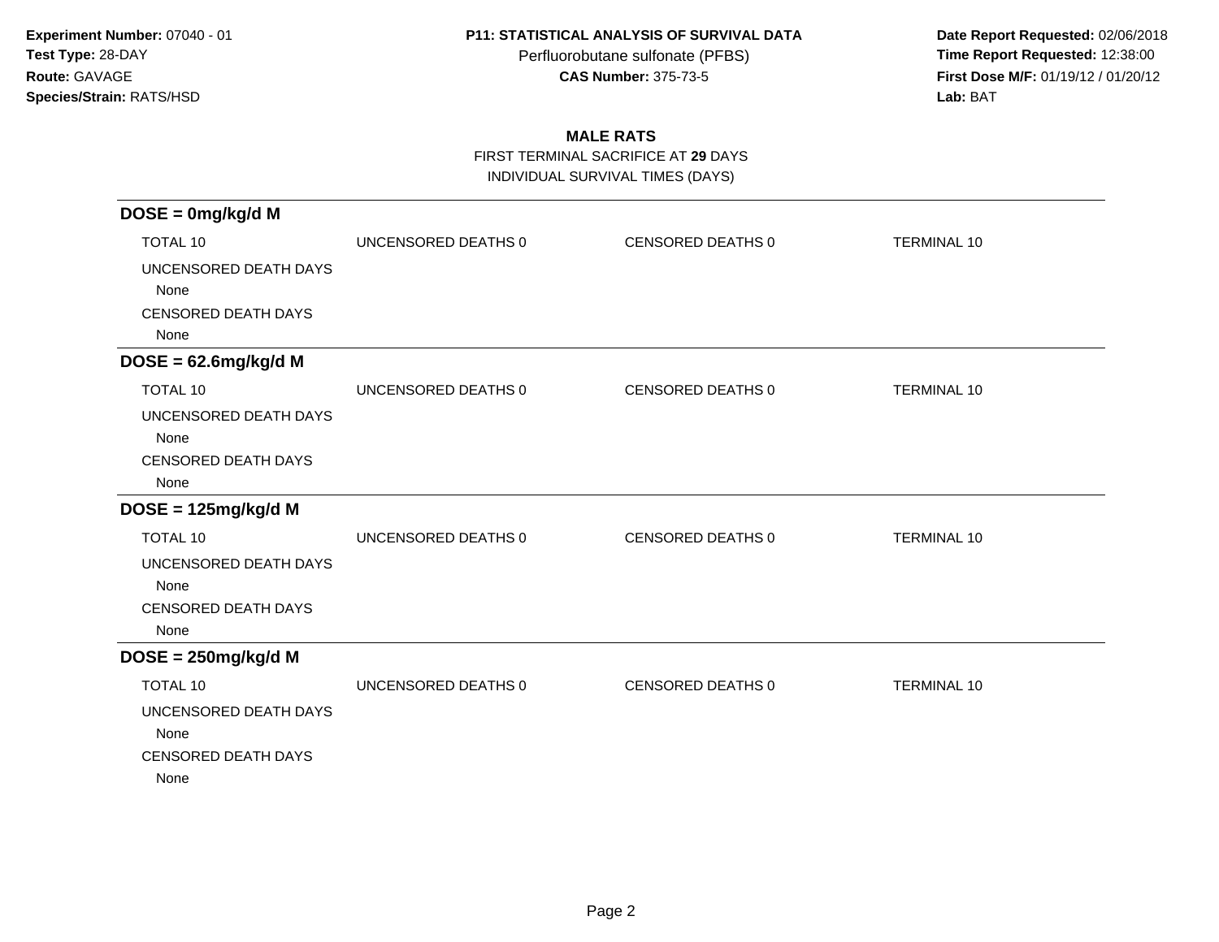**Experiment Number:** 07040 - 01
**Test Type:** 28-DAY
**Route:** GAVAGE
**Species/Strain:** RATS/HSD

**P11: STATISTICAL ANALYSIS OF SURVIVAL DATA**
Perfluorobutane sulfonate (PFBS)
**CAS Number:** 375-73-5

**Date Report Requested:** 02/06/2018
**Time Report Requested:** 12:38:00
**First Dose M/F:** 01/19/12 / 01/20/12
**Lab:** BAT

## MALE RATS

FIRST TERMINAL SACRIFICE AT **29** DAYS
INDIVIDUAL SURVIVAL TIMES (DAYS)

### DOSE = 0mg/kg/d M

TOTAL 10 | UNCENSORED DEATHS 0 | CENSORED DEATHS 0 | TERMINAL 10

UNCENSORED DEATH DAYS
None

CENSORED DEATH DAYS
None

### DOSE = 62.6mg/kg/d M

TOTAL 10 | UNCENSORED DEATHS 0 | CENSORED DEATHS 0 | TERMINAL 10

UNCENSORED DEATH DAYS
None

CENSORED DEATH DAYS
None

### DOSE = 125mg/kg/d M

TOTAL 10 | UNCENSORED DEATHS 0 | CENSORED DEATHS 0 | TERMINAL 10

UNCENSORED DEATH DAYS
None

CENSORED DEATH DAYS
None

### DOSE = 250mg/kg/d M

TOTAL 10 | UNCENSORED DEATHS 0 | CENSORED DEATHS 0 | TERMINAL 10

UNCENSORED DEATH DAYS
None

CENSORED DEATH DAYS
None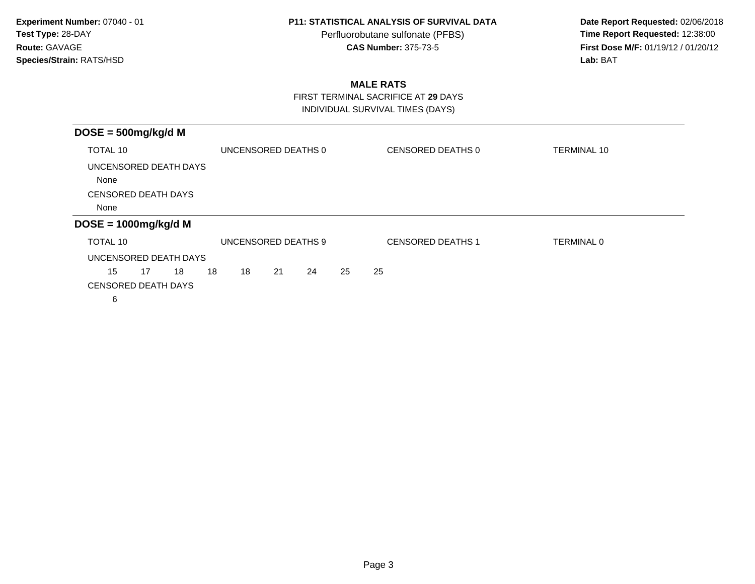**Experiment Number:** 07040 - 01
**Test Type:** 28-DAY
**Route:** GAVAGE
**Species/Strain:** RATS/HSD

**P11: STATISTICAL ANALYSIS OF SURVIVAL DATA**
Perfluorobutane sulfonate (PFBS)
**CAS Number:** 375-73-5

**Date Report Requested:** 02/06/2018
**Time Report Requested:** 12:38:00
**First Dose M/F:** 01/19/12 / 01/20/12
**Lab:** BAT

## MALE RATS

FIRST TERMINAL SACRIFICE AT **29** DAYS
INDIVIDUAL SURVIVAL TIMES (DAYS)

### DOSE = 500mg/kg/d M

TOTAL 10 | UNCENSORED DEATHS 0 | CENSORED DEATHS 0 | TERMINAL 10

UNCENSORED DEATH DAYS
None

CENSORED DEATH DAYS
None

### DOSE = 1000mg/kg/d M

TOTAL 10 | UNCENSORED DEATHS 9 | CENSORED DEATHS 1 | TERMINAL 0

UNCENSORED DEATH DAYS
15 17 18 18 18 21 24 25 25

CENSORED DEATH DAYS
6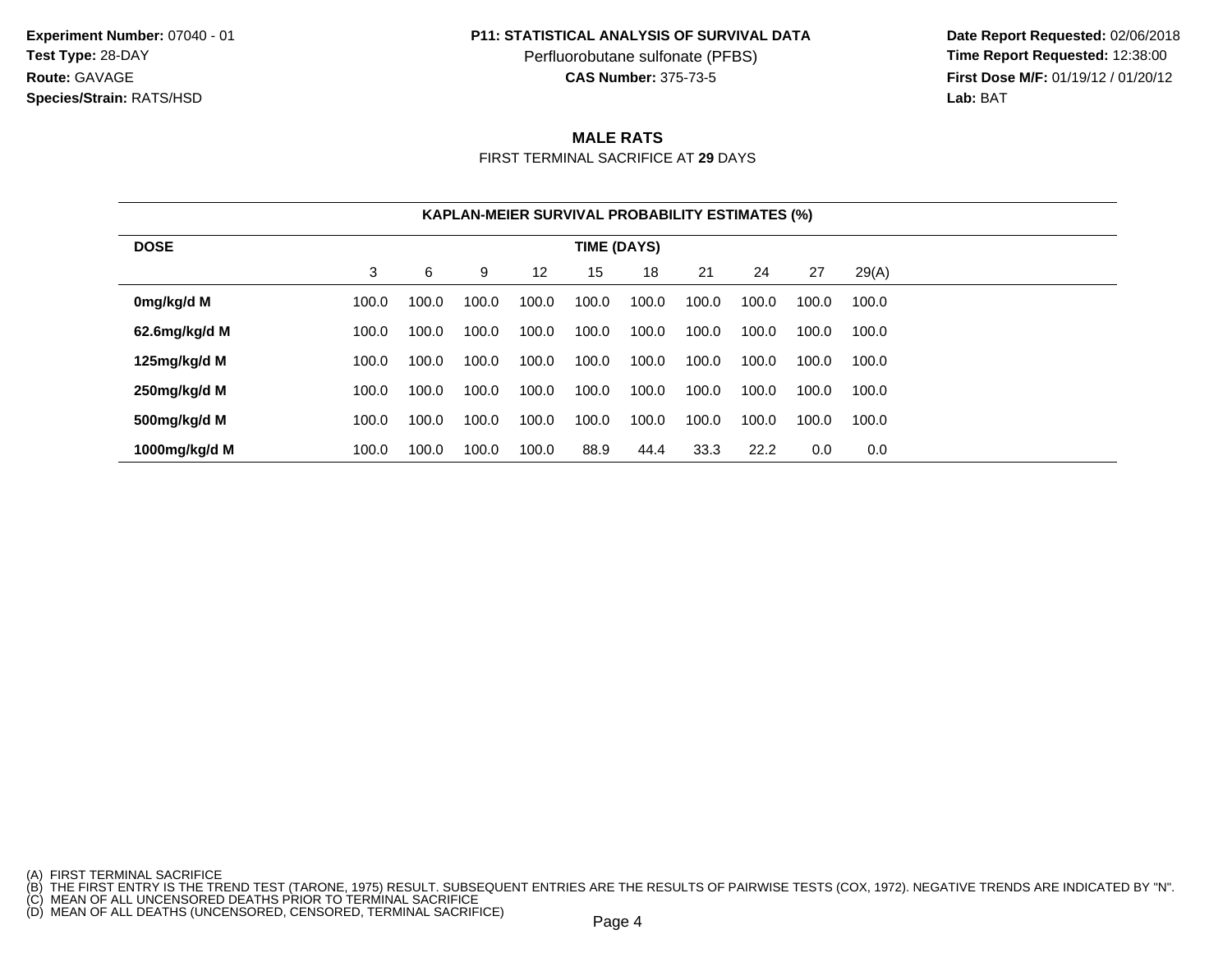**Experiment Number:** 07040 - 01
**Test Type:** 28-DAY
**Route:** GAVAGE
**Species/Strain:** RATS/HSD

**P11: STATISTICAL ANALYSIS OF SURVIVAL DATA**
Perfluorobutane sulfonate (PFBS)
**CAS Number:** 375-73-5

**Date Report Requested:** 02/06/2018
**Time Report Requested:** 12:38:00
**First Dose M/F:** 01/19/12 / 01/20/12
**Lab:** BAT

## MALE RATS

FIRST TERMINAL SACRIFICE AT **29** DAYS

**KAPLAN-MEIER SURVIVAL PROBABILITY ESTIMATES (%)**

| DOSE | TIME (DAYS) | | | | | | | | | |
|---|---|---|---|---|---|---|---|---|---|---|
| | 3 | 6 | 9 | 12 | 15 | 18 | 21 | 24 | 27 | 29(A) |
| **0mg/kg/d M** | 100.0 | 100.0 | 100.0 | 100.0 | 100.0 | 100.0 | 100.0 | 100.0 | 100.0 | 100.0 |
| **62.6mg/kg/d M** | 100.0 | 100.0 | 100.0 | 100.0 | 100.0 | 100.0 | 100.0 | 100.0 | 100.0 | 100.0 |
| **125mg/kg/d M** | 100.0 | 100.0 | 100.0 | 100.0 | 100.0 | 100.0 | 100.0 | 100.0 | 100.0 | 100.0 |
| **250mg/kg/d M** | 100.0 | 100.0 | 100.0 | 100.0 | 100.0 | 100.0 | 100.0 | 100.0 | 100.0 | 100.0 |
| **500mg/kg/d M** | 100.0 | 100.0 | 100.0 | 100.0 | 100.0 | 100.0 | 100.0 | 100.0 | 100.0 | 100.0 |
| **1000mg/kg/d M** | 100.0 | 100.0 | 100.0 | 100.0 | 88.9 | 44.4 | 33.3 | 22.2 | 0.0 | 0.0 |

(A) FIRST TERMINAL SACRIFICE
(B) THE FIRST ENTRY IS THE TREND TEST (TARONE, 1975) RESULT. SUBSEQUENT ENTRIES ARE THE RESULTS OF PAIRWISE TESTS (COX, 1972). NEGATIVE TRENDS ARE INDICATED BY "N".
(C) MEAN OF ALL UNCENSORED DEATHS PRIOR TO TERMINAL SACRIFICE
(D) MEAN OF ALL DEATHS (UNCENSORED, CENSORED, TERMINAL SACRIFICE)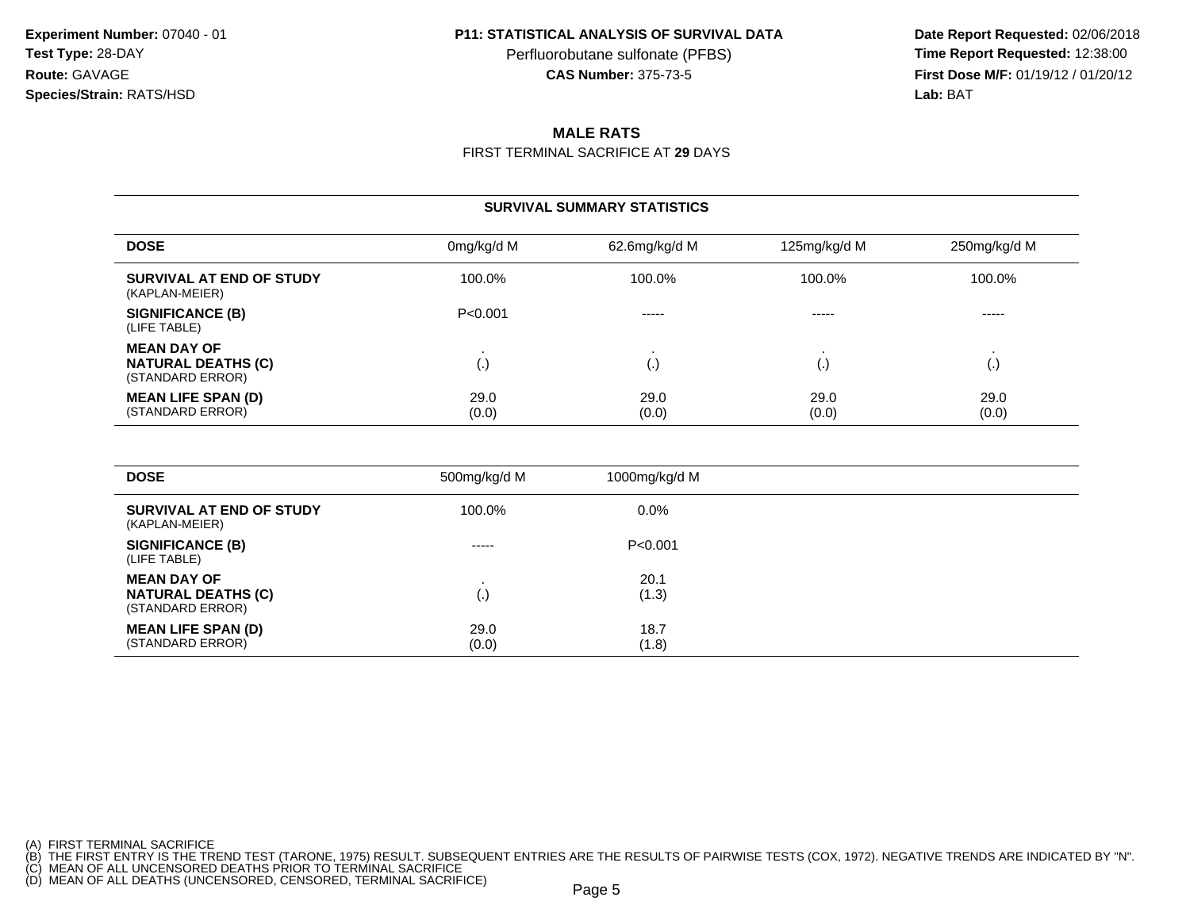**Experiment Number:** 07040 - 01
**Test Type:** 28-DAY
**Route:** GAVAGE
**Species/Strain:** RATS/HSD

**P11: STATISTICAL ANALYSIS OF SURVIVAL DATA**
Perfluorobutane sulfonate (PFBS)
**CAS Number:** 375-73-5

**Date Report Requested:** 02/06/2018
**Time Report Requested:** 12:38:00
**First Dose M/F:** 01/19/12 / 01/20/12
**Lab:** BAT

## MALE RATS

FIRST TERMINAL SACRIFICE AT **29** DAYS

### SURVIVAL SUMMARY STATISTICS

| DOSE | 0mg/kg/d M | 62.6mg/kg/d M | 125mg/kg/d M | 250mg/kg/d M |
|---|---|---|---|---|
| **SURVIVAL AT END OF STUDY** (KAPLAN-MEIER) | 100.0% | 100.0% | 100.0% | 100.0% |
| **SIGNIFICANCE (B)** (LIFE TABLE) | P<0.001 | ----- | ----- | ----- |
| **MEAN DAY OF NATURAL DEATHS (C)** (STANDARD ERROR) | . (.) | . (.) | . (.) | . (.) |
| **MEAN LIFE SPAN (D)** (STANDARD ERROR) | 29.0 (0.0) | 29.0 (0.0) | 29.0 (0.0) | 29.0 (0.0) |

| DOSE | 500mg/kg/d M | 1000mg/kg/d M |
|---|---|---|
| **SURVIVAL AT END OF STUDY** (KAPLAN-MEIER) | 100.0% | 0.0% |
| **SIGNIFICANCE (B)** (LIFE TABLE) | ----- | P<0.001 |
| **MEAN DAY OF NATURAL DEATHS (C)** (STANDARD ERROR) | . (.) | 20.1 (1.3) |
| **MEAN LIFE SPAN (D)** (STANDARD ERROR) | 29.0 (0.0) | 18.7 (1.8) |

(A) FIRST TERMINAL SACRIFICE
(B) THE FIRST ENTRY IS THE TREND TEST (TARONE, 1975) RESULT. SUBSEQUENT ENTRIES ARE THE RESULTS OF PAIRWISE TESTS (COX, 1972). NEGATIVE TRENDS ARE INDICATED BY "N".
(C) MEAN OF ALL UNCENSORED DEATHS PRIOR TO TERMINAL SACRIFICE
(D) MEAN OF ALL DEATHS (UNCENSORED, CENSORED, TERMINAL SACRIFICE)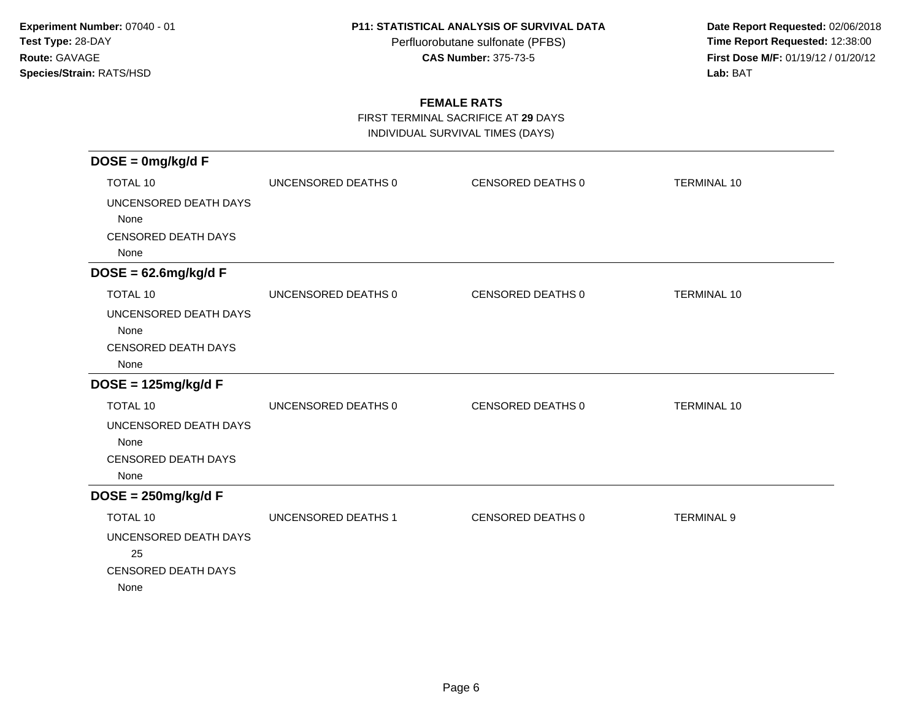**Experiment Number:** 07040 - 01
**Test Type:** 28-DAY
**Route:** GAVAGE
**Species/Strain:** RATS/HSD

**P11: STATISTICAL ANALYSIS OF SURVIVAL DATA**
Perfluorobutane sulfonate (PFBS)
**CAS Number:** 375-73-5

**Date Report Requested:** 02/06/2018
**Time Report Requested:** 12:38:00
**First Dose M/F:** 01/19/12 / 01/20/12
**Lab:** BAT

## FEMALE RATS

FIRST TERMINAL SACRIFICE AT **29** DAYS
INDIVIDUAL SURVIVAL TIMES (DAYS)

### DOSE = 0mg/kg/d F

| TOTAL 10 | UNCENSORED DEATHS 0 | CENSORED DEATHS 0 | TERMINAL 10 |
|---|---|---|---|

UNCENSORED DEATH DAYS
None

CENSORED DEATH DAYS
None

### DOSE = 62.6mg/kg/d F

| TOTAL 10 | UNCENSORED DEATHS 0 | CENSORED DEATHS 0 | TERMINAL 10 |
|---|---|---|---|

UNCENSORED DEATH DAYS
None

CENSORED DEATH DAYS
None

### DOSE = 125mg/kg/d F

| TOTAL 10 | UNCENSORED DEATHS 0 | CENSORED DEATHS 0 | TERMINAL 10 |
|---|---|---|---|

UNCENSORED DEATH DAYS
None

CENSORED DEATH DAYS
None

### DOSE = 250mg/kg/d F

| TOTAL 10 | UNCENSORED DEATHS 1 | CENSORED DEATHS 0 | TERMINAL 9 |
|---|---|---|---|

UNCENSORED DEATH DAYS
25

CENSORED DEATH DAYS
None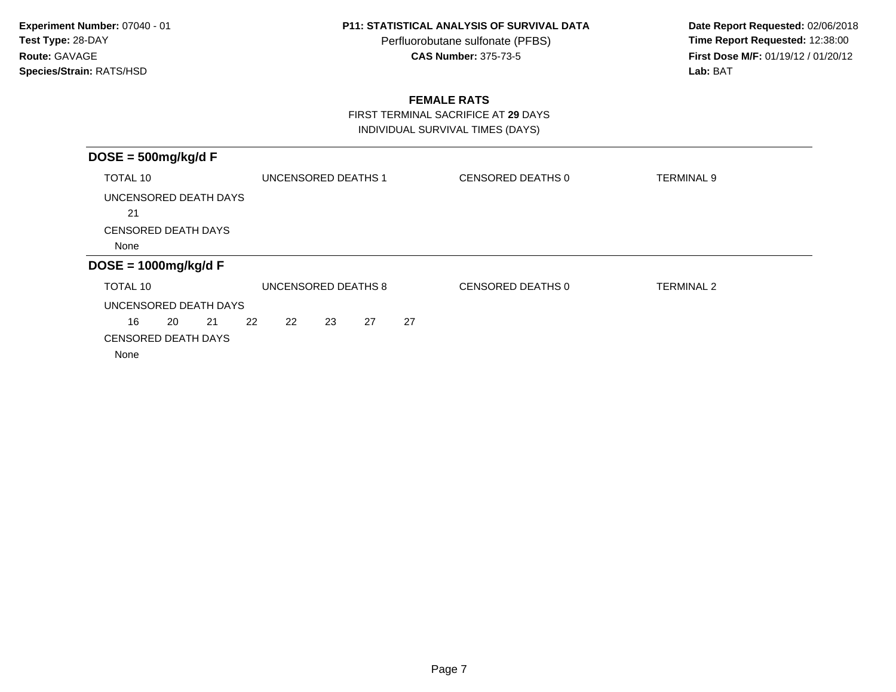**Experiment Number:** 07040 - 01
**Test Type:** 28-DAY
**Route:** GAVAGE
**Species/Strain:** RATS/HSD

**P11: STATISTICAL ANALYSIS OF SURVIVAL DATA**
Perfluorobutane sulfonate (PFBS)
**CAS Number:** 375-73-5

**Date Report Requested:** 02/06/2018
**Time Report Requested:** 12:38:00
**First Dose M/F:** 01/19/12 / 01/20/12
**Lab:** BAT

## FEMALE RATS

FIRST TERMINAL SACRIFICE AT **29** DAYS
INDIVIDUAL SURVIVAL TIMES (DAYS)

### DOSE = 500mg/kg/d F

TOTAL 10 | UNCENSORED DEATHS 1 | CENSORED DEATHS 0 | TERMINAL 9

UNCENSORED DEATH DAYS

21

CENSORED DEATH DAYS

None

### DOSE = 1000mg/kg/d F

TOTAL 10 | UNCENSORED DEATHS 8 | CENSORED DEATHS 0 | TERMINAL 2

UNCENSORED DEATH DAYS

16 20 21 22 22 23 27 27

CENSORED DEATH DAYS

None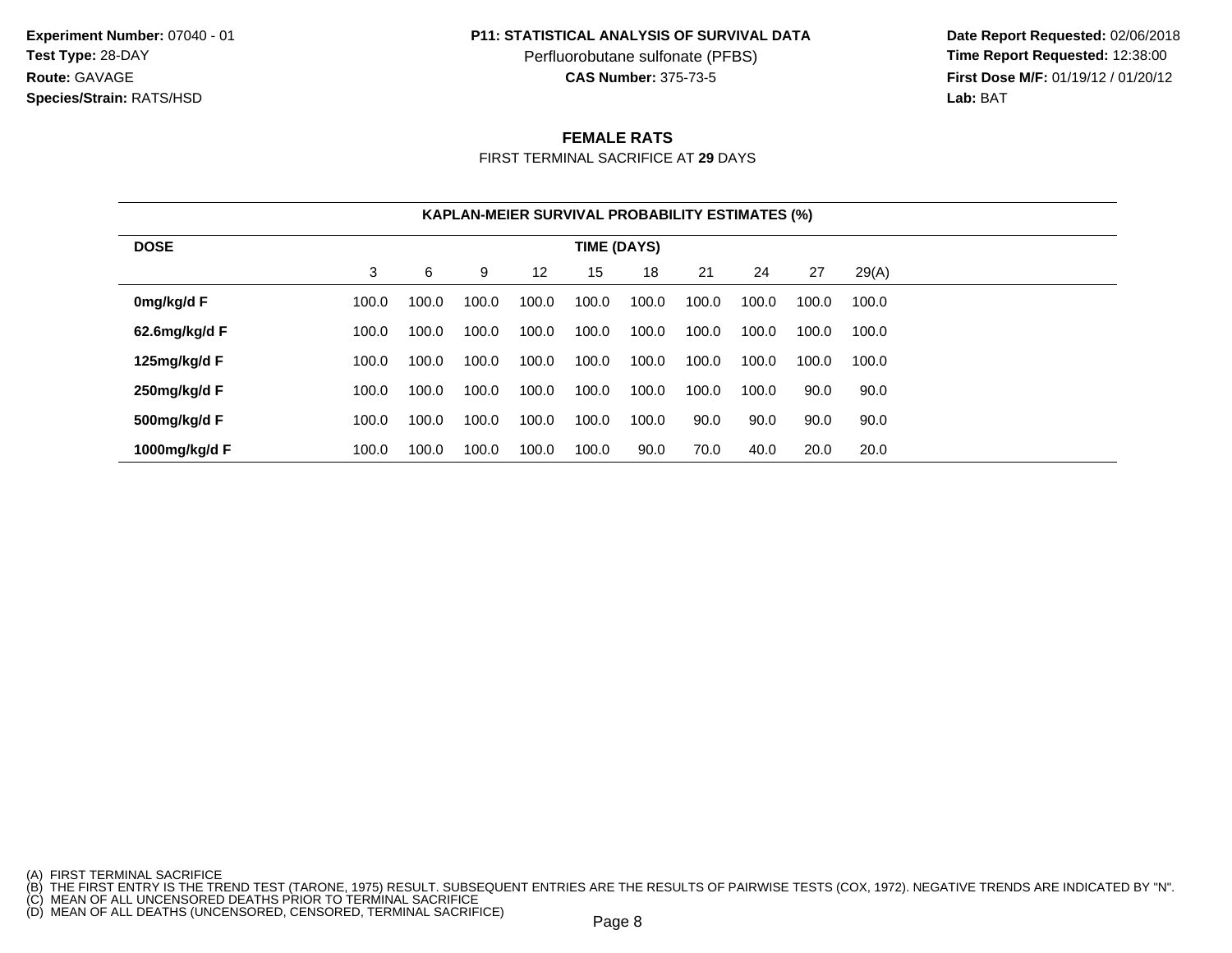**Experiment Number:** 07040 - 01
**Test Type:** 28-DAY
**Route:** GAVAGE
**Species/Strain:** RATS/HSD

**P11: STATISTICAL ANALYSIS OF SURVIVAL DATA**
Perfluorobutane sulfonate (PFBS)
**CAS Number:** 375-73-5

**Date Report Requested:** 02/06/2018
**Time Report Requested:** 12:38:00
**First Dose M/F:** 01/19/12 / 01/20/12
**Lab:** BAT

## FEMALE RATS

FIRST TERMINAL SACRIFICE AT **29** DAYS

**KAPLAN-MEIER SURVIVAL PROBABILITY ESTIMATES (%)**

| DOSE | TIME (DAYS) | | | | | | | | | |
|---|---|---|---|---|---|---|---|---|---|---|
| | 3 | 6 | 9 | 12 | 15 | 18 | 21 | 24 | 27 | 29(A) |
| **0mg/kg/d F** | 100.0 | 100.0 | 100.0 | 100.0 | 100.0 | 100.0 | 100.0 | 100.0 | 100.0 | 100.0 |
| **62.6mg/kg/d F** | 100.0 | 100.0 | 100.0 | 100.0 | 100.0 | 100.0 | 100.0 | 100.0 | 100.0 | 100.0 |
| **125mg/kg/d F** | 100.0 | 100.0 | 100.0 | 100.0 | 100.0 | 100.0 | 100.0 | 100.0 | 100.0 | 100.0 |
| **250mg/kg/d F** | 100.0 | 100.0 | 100.0 | 100.0 | 100.0 | 100.0 | 100.0 | 100.0 | 90.0 | 90.0 |
| **500mg/kg/d F** | 100.0 | 100.0 | 100.0 | 100.0 | 100.0 | 100.0 | 90.0 | 90.0 | 90.0 | 90.0 |
| **1000mg/kg/d F** | 100.0 | 100.0 | 100.0 | 100.0 | 100.0 | 90.0 | 70.0 | 40.0 | 20.0 | 20.0 |

(A) FIRST TERMINAL SACRIFICE
(B) THE FIRST ENTRY IS THE TREND TEST (TARONE, 1975) RESULT. SUBSEQUENT ENTRIES ARE THE RESULTS OF PAIRWISE TESTS (COX, 1972). NEGATIVE TRENDS ARE INDICATED BY "N".
(C) MEAN OF ALL UNCENSORED DEATHS PRIOR TO TERMINAL SACRIFICE
(D) MEAN OF ALL DEATHS (UNCENSORED, CENSORED, TERMINAL SACRIFICE)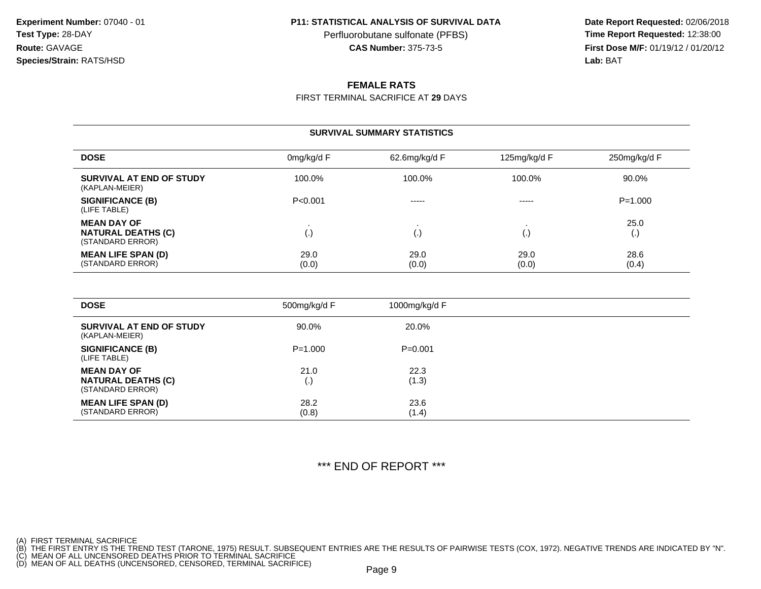**Experiment Number:** 07040 - 01
**Test Type:** 28-DAY
**Route:** GAVAGE
**Species/Strain:** RATS/HSD

**P11: STATISTICAL ANALYSIS OF SURVIVAL DATA**
Perfluorobutane sulfonate (PFBS)
**CAS Number:** 375-73-5

**Date Report Requested:** 02/06/2018
**Time Report Requested:** 12:38:00
**First Dose M/F:** 01/19/12 / 01/20/12
**Lab:** BAT

## FEMALE RATS

FIRST TERMINAL SACRIFICE AT **29** DAYS

### SURVIVAL SUMMARY STATISTICS

| **DOSE** | 0mg/kg/d F | 62.6mg/kg/d F | 125mg/kg/d F | 250mg/kg/d F |
|---|---|---|---|---|
| **SURVIVAL AT END OF STUDY** (KAPLAN-MEIER) | 100.0% | 100.0% | 100.0% | 90.0% |
| **SIGNIFICANCE (B)** (LIFE TABLE) | P<0.001 | ----- | ----- | P=1.000 |
| **MEAN DAY OF NATURAL DEATHS (C)** (STANDARD ERROR) | . (.) | . (.) | . (.) | 25.0 (.) |
| **MEAN LIFE SPAN (D)** (STANDARD ERROR) | 29.0 (0.0) | 29.0 (0.0) | 29.0 (0.0) | 28.6 (0.4) |

| **DOSE** | 500mg/kg/d F | 1000mg/kg/d F |
|---|---|---|
| **SURVIVAL AT END OF STUDY** (KAPLAN-MEIER) | 90.0% | 20.0% |
| **SIGNIFICANCE (B)** (LIFE TABLE) | P=1.000 | P=0.001 |
| **MEAN DAY OF NATURAL DEATHS (C)** (STANDARD ERROR) | 21.0 (.) | 22.3 (1.3) |
| **MEAN LIFE SPAN (D)** (STANDARD ERROR) | 28.2 (0.8) | 23.6 (1.4) |

\*\*\* END OF REPORT \*\*\*

(A) FIRST TERMINAL SACRIFICE
(B) THE FIRST ENTRY IS THE TREND TEST (TARONE, 1975) RESULT. SUBSEQUENT ENTRIES ARE THE RESULTS OF PAIRWISE TESTS (COX, 1972). NEGATIVE TRENDS ARE INDICATED BY "N".
(C) MEAN OF ALL UNCENSORED DEATHS PRIOR TO TERMINAL SACRIFICE
(D) MEAN OF ALL DEATHS (UNCENSORED, CENSORED, TERMINAL SACRIFICE)